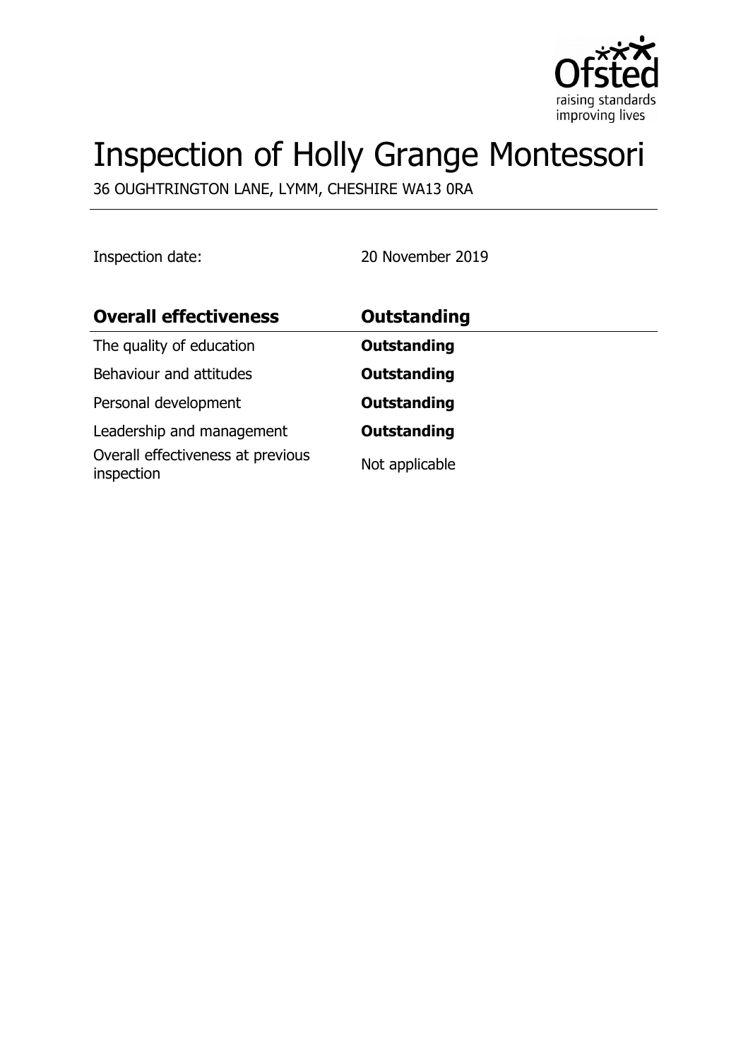# Inspection of Holly Grange Montessori

36 OUGHTRINGTON LANE, LYMM, CHESHIRE WA13 0RA

Inspection date: 20 November 2019

| **Overall effectiveness** | **Outstanding** |
| --- | --- |
| The quality of education | **Outstanding** |
| Behaviour and attitudes | **Outstanding** |
| Personal development | **Outstanding** |
| Leadership and management | **Outstanding** |
| Overall effectiveness at previous inspection | Not applicable |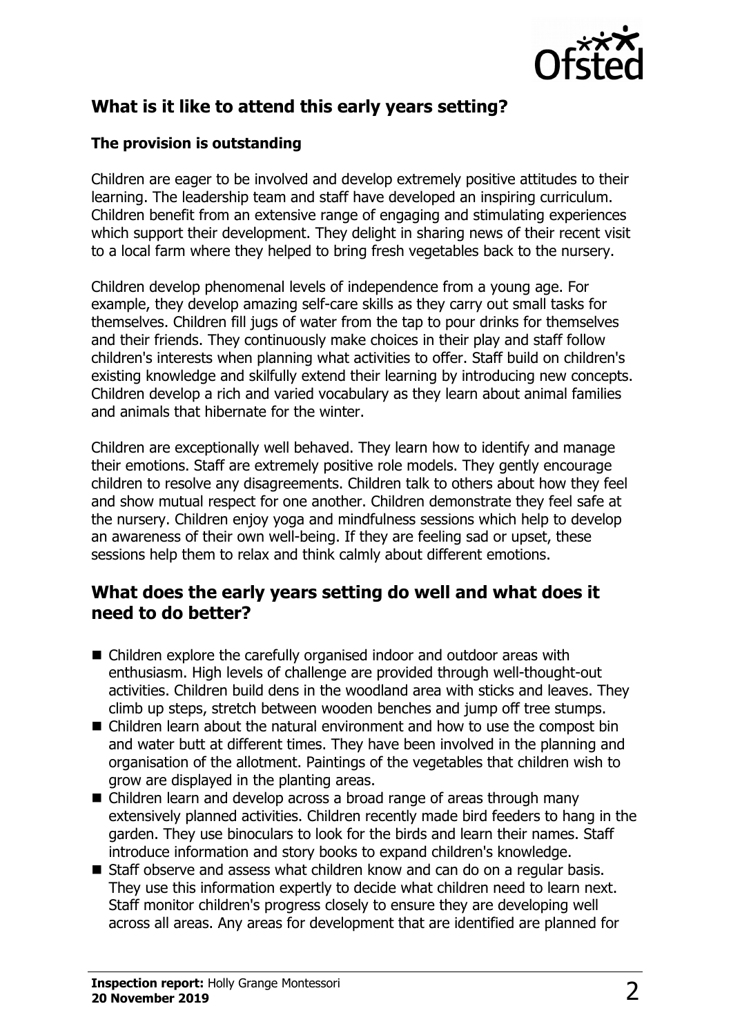## What is it like to attend this early years setting?

### The provision is outstanding

Children are eager to be involved and develop extremely positive attitudes to their learning. The leadership team and staff have developed an inspiring curriculum. Children benefit from an extensive range of engaging and stimulating experiences which support their development. They delight in sharing news of their recent visit to a local farm where they helped to bring fresh vegetables back to the nursery.

Children develop phenomenal levels of independence from a young age. For example, they develop amazing self-care skills as they carry out small tasks for themselves. Children fill jugs of water from the tap to pour drinks for themselves and their friends. They continuously make choices in their play and staff follow children's interests when planning what activities to offer. Staff build on children's existing knowledge and skilfully extend their learning by introducing new concepts. Children develop a rich and varied vocabulary as they learn about animal families and animals that hibernate for the winter.

Children are exceptionally well behaved. They learn how to identify and manage their emotions. Staff are extremely positive role models. They gently encourage children to resolve any disagreements. Children talk to others about how they feel and show mutual respect for one another. Children demonstrate they feel safe at the nursery. Children enjoy yoga and mindfulness sessions which help to develop an awareness of their own well-being. If they are feeling sad or upset, these sessions help them to relax and think calmly about different emotions.

## What does the early years setting do well and what does it need to do better?

- Children explore the carefully organised indoor and outdoor areas with enthusiasm. High levels of challenge are provided through well-thought-out activities. Children build dens in the woodland area with sticks and leaves. They climb up steps, stretch between wooden benches and jump off tree stumps.
- Children learn about the natural environment and how to use the compost bin and water butt at different times. They have been involved in the planning and organisation of the allotment. Paintings of the vegetables that children wish to grow are displayed in the planting areas.
- Children learn and develop across a broad range of areas through many extensively planned activities. Children recently made bird feeders to hang in the garden. They use binoculars to look for the birds and learn their names. Staff introduce information and story books to expand children's knowledge.
- Staff observe and assess what children know and can do on a regular basis. They use this information expertly to decide what children need to learn next. Staff monitor children's progress closely to ensure they are developing well across all areas. Any areas for development that are identified are planned for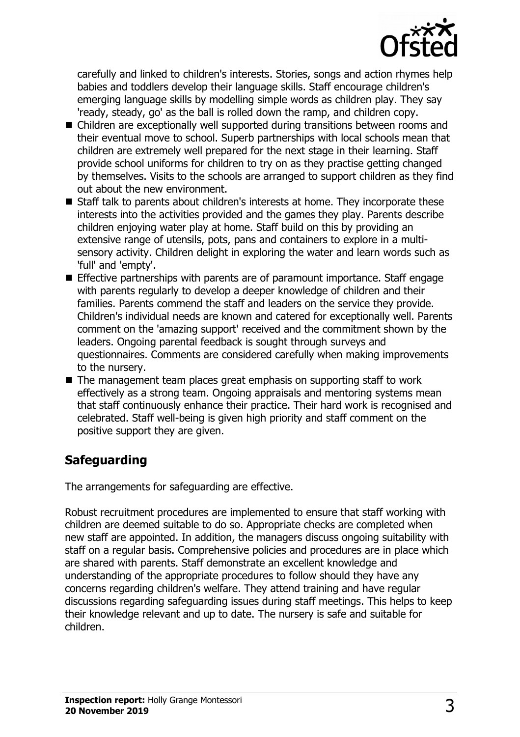carefully and linked to children's interests. Stories, songs and action rhymes help babies and toddlers develop their language skills. Staff encourage children's emerging language skills by modelling simple words as children play. They say 'ready, steady, go' as the ball is rolled down the ramp, and children copy.

- Children are exceptionally well supported during transitions between rooms and their eventual move to school. Superb partnerships with local schools mean that children are extremely well prepared for the next stage in their learning. Staff provide school uniforms for children to try on as they practise getting changed by themselves. Visits to the schools are arranged to support children as they find out about the new environment.
- Staff talk to parents about children's interests at home. They incorporate these interests into the activities provided and the games they play. Parents describe children enjoying water play at home. Staff build on this by providing an extensive range of utensils, pots, pans and containers to explore in a multi-sensory activity. Children delight in exploring the water and learn words such as 'full' and 'empty'.
- Effective partnerships with parents are of paramount importance. Staff engage with parents regularly to develop a deeper knowledge of children and their families. Parents commend the staff and leaders on the service they provide. Children's individual needs are known and catered for exceptionally well. Parents comment on the 'amazing support' received and the commitment shown by the leaders. Ongoing parental feedback is sought through surveys and questionnaires. Comments are considered carefully when making improvements to the nursery.
- The management team places great emphasis on supporting staff to work effectively as a strong team. Ongoing appraisals and mentoring systems mean that staff continuously enhance their practice. Their hard work is recognised and celebrated. Staff well-being is given high priority and staff comment on the positive support they are given.

## Safeguarding

The arrangements for safeguarding are effective.

Robust recruitment procedures are implemented to ensure that staff working with children are deemed suitable to do so. Appropriate checks are completed when new staff are appointed. In addition, the managers discuss ongoing suitability with staff on a regular basis. Comprehensive policies and procedures are in place which are shared with parents. Staff demonstrate an excellent knowledge and understanding of the appropriate procedures to follow should they have any concerns regarding children's welfare. They attend training and have regular discussions regarding safeguarding issues during staff meetings. This helps to keep their knowledge relevant and up to date. The nursery is safe and suitable for children.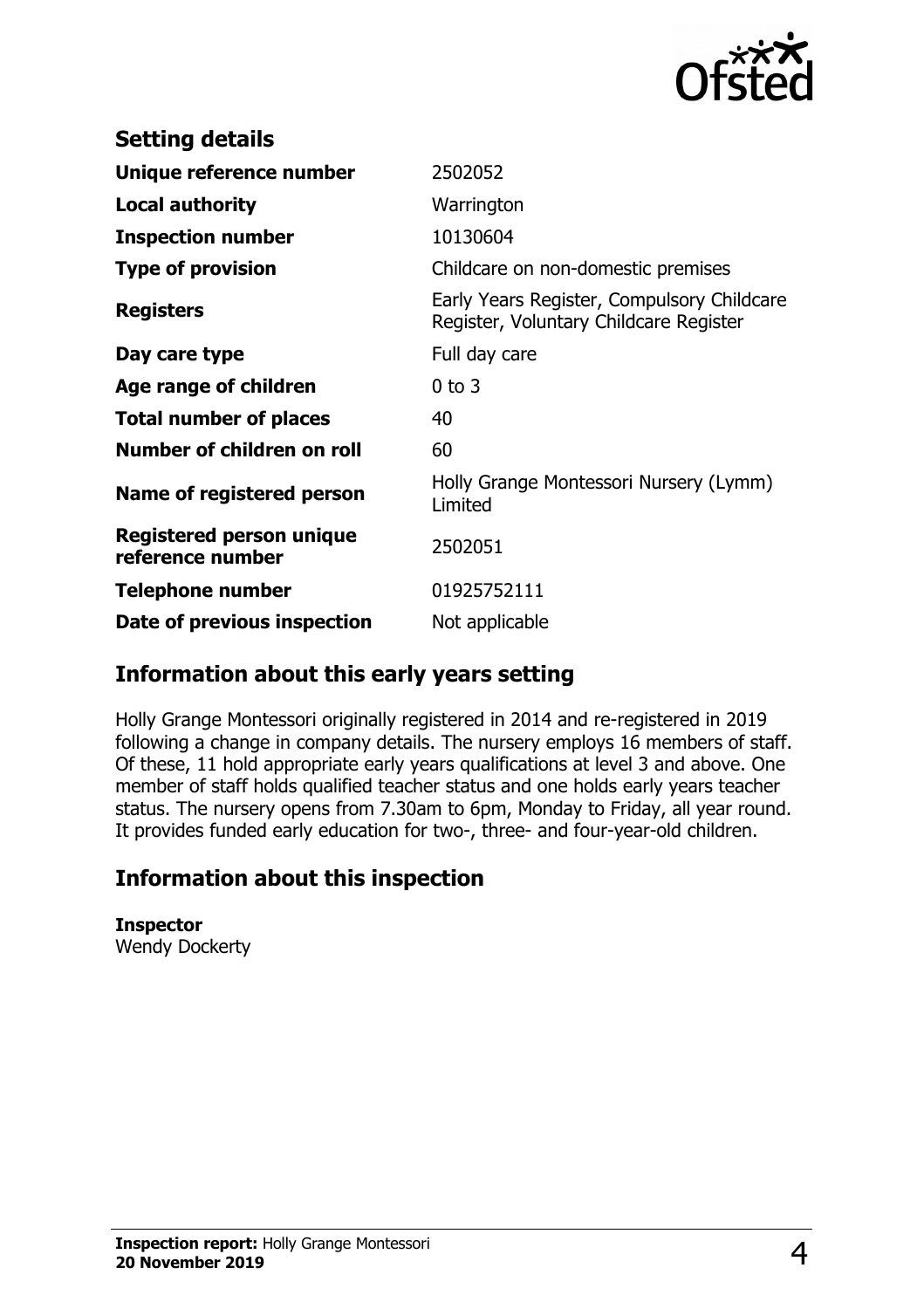## Setting details

| | |
|---|---|
| **Unique reference number** | 2502052 |
| **Local authority** | Warrington |
| **Inspection number** | 10130604 |
| **Type of provision** | Childcare on non-domestic premises |
| **Registers** | Early Years Register, Compulsory Childcare Register, Voluntary Childcare Register |
| **Day care type** | Full day care |
| **Age range of children** | 0 to 3 |
| **Total number of places** | 40 |
| **Number of children on roll** | 60 |
| **Name of registered person** | Holly Grange Montessori Nursery (Lymm) Limited |
| **Registered person unique reference number** | 2502051 |
| **Telephone number** | 01925752111 |
| **Date of previous inspection** | Not applicable |

## Information about this early years setting

Holly Grange Montessori originally registered in 2014 and re-registered in 2019 following a change in company details. The nursery employs 16 members of staff. Of these, 11 hold appropriate early years qualifications at level 3 and above. One member of staff holds qualified teacher status and one holds early years teacher status. The nursery opens from 7.30am to 6pm, Monday to Friday, all year round. It provides funded early education for two-, three- and four-year-old children.

## Information about this inspection

**Inspector**
Wendy Dockerty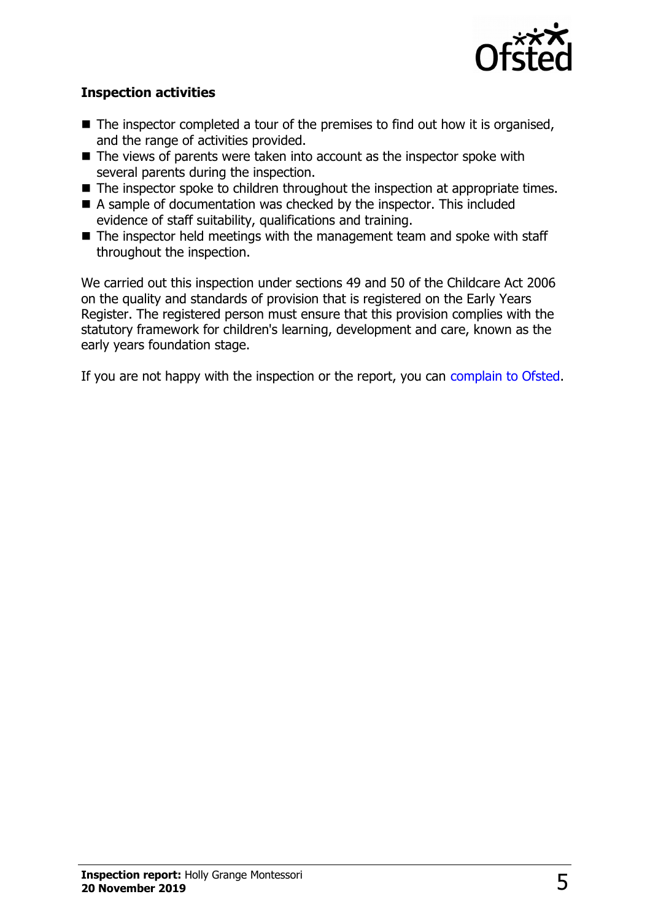### Inspection activities

- The inspector completed a tour of the premises to find out how it is organised, and the range of activities provided.
- The views of parents were taken into account as the inspector spoke with several parents during the inspection.
- The inspector spoke to children throughout the inspection at appropriate times.
- A sample of documentation was checked by the inspector. This included evidence of staff suitability, qualifications and training.
- The inspector held meetings with the management team and spoke with staff throughout the inspection.

We carried out this inspection under sections 49 and 50 of the Childcare Act 2006 on the quality and standards of provision that is registered on the Early Years Register. The registered person must ensure that this provision complies with the statutory framework for children's learning, development and care, known as the early years foundation stage.

If you are not happy with the inspection or the report, you can complain to Ofsted.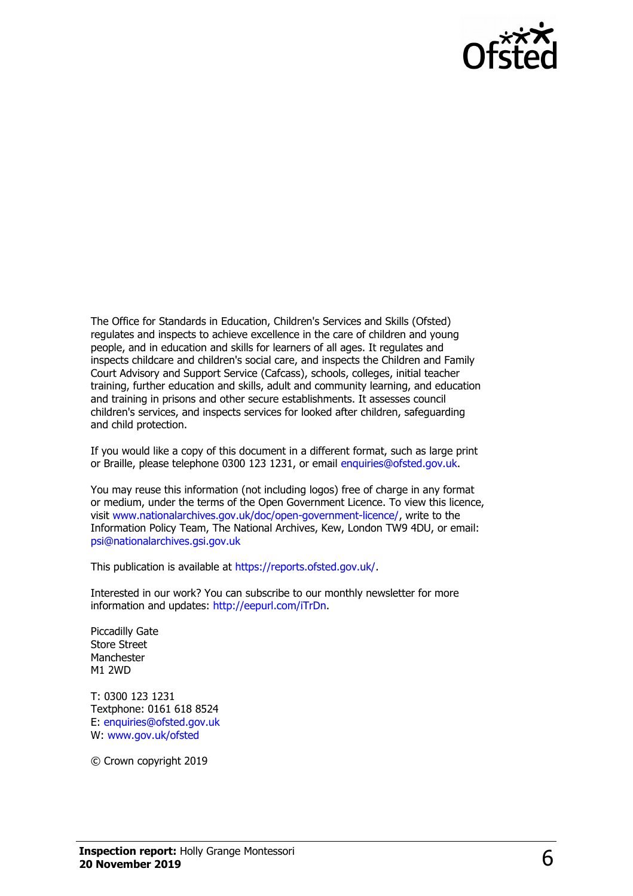The Office for Standards in Education, Children's Services and Skills (Ofsted) regulates and inspects to achieve excellence in the care of children and young people, and in education and skills for learners of all ages. It regulates and inspects childcare and children's social care, and inspects the Children and Family Court Advisory and Support Service (Cafcass), schools, colleges, initial teacher training, further education and skills, adult and community learning, and education and training in prisons and other secure establishments. It assesses council children's services, and inspects services for looked after children, safeguarding and child protection.

If you would like a copy of this document in a different format, such as large print or Braille, please telephone 0300 123 1231, or email enquiries@ofsted.gov.uk.

You may reuse this information (not including logos) free of charge in any format or medium, under the terms of the Open Government Licence. To view this licence, visit www.nationalarchives.gov.uk/doc/open-government-licence/, write to the Information Policy Team, The National Archives, Kew, London TW9 4DU, or email: psi@nationalarchives.gsi.gov.uk

This publication is available at https://reports.ofsted.gov.uk/.

Interested in our work? You can subscribe to our monthly newsletter for more information and updates: http://eepurl.com/iTrDn.

Piccadilly Gate
Store Street
Manchester
M1 2WD

T: 0300 123 1231
Textphone: 0161 618 8524
E: enquiries@ofsted.gov.uk
W: www.gov.uk/ofsted

© Crown copyright 2019